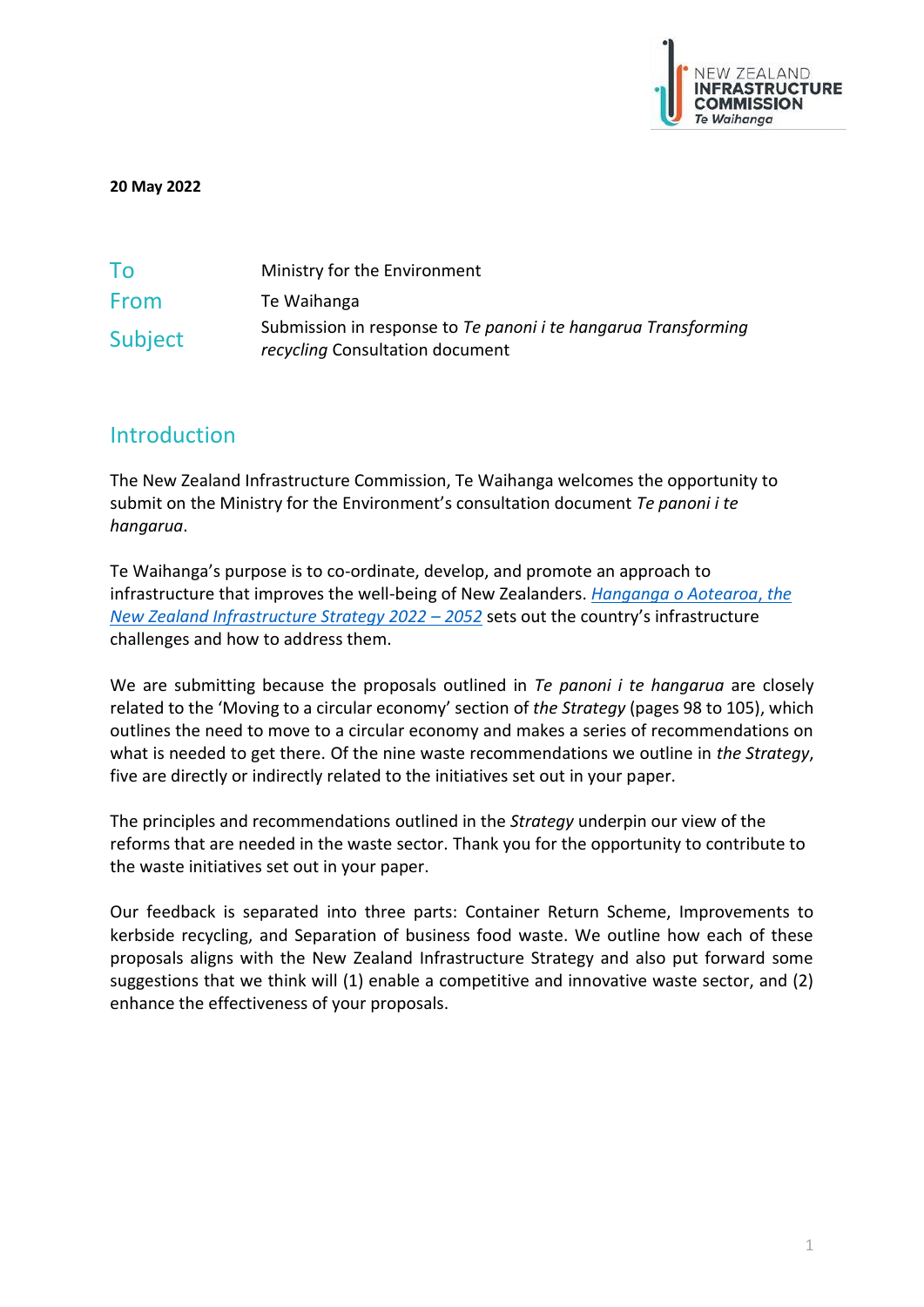**20 May 2022**

| | |
|---|---|
| To | Ministry for the Environment |
| From | Te Waihanga |
| Subject | Submission in response to *Te panoni i te hangarua Transforming recycling* Consultation document |

## Introduction

The New Zealand Infrastructure Commission, Te Waihanga welcomes the opportunity to submit on the Ministry for the Environment's consultation document *Te panoni i te hangarua*.

Te Waihanga's purpose is to co-ordinate, develop, and promote an approach to infrastructure that improves the well-being of New Zealanders. *Hanganga o Aotearoa, the New Zealand Infrastructure Strategy 2022 – 2052* sets out the country's infrastructure challenges and how to address them.

We are submitting because the proposals outlined in *Te panoni i te hangarua* are closely related to the 'Moving to a circular economy' section of *the Strategy* (pages 98 to 105), which outlines the need to move to a circular economy and makes a series of recommendations on what is needed to get there. Of the nine waste recommendations we outline in *the Strategy*, five are directly or indirectly related to the initiatives set out in your paper.

The principles and recommendations outlined in the *Strategy* underpin our view of the reforms that are needed in the waste sector. Thank you for the opportunity to contribute to the waste initiatives set out in your paper.

Our feedback is separated into three parts: Container Return Scheme, Improvements to kerbside recycling, and Separation of business food waste. We outline how each of these proposals aligns with the New Zealand Infrastructure Strategy and also put forward some suggestions that we think will (1) enable a competitive and innovative waste sector, and (2) enhance the effectiveness of your proposals.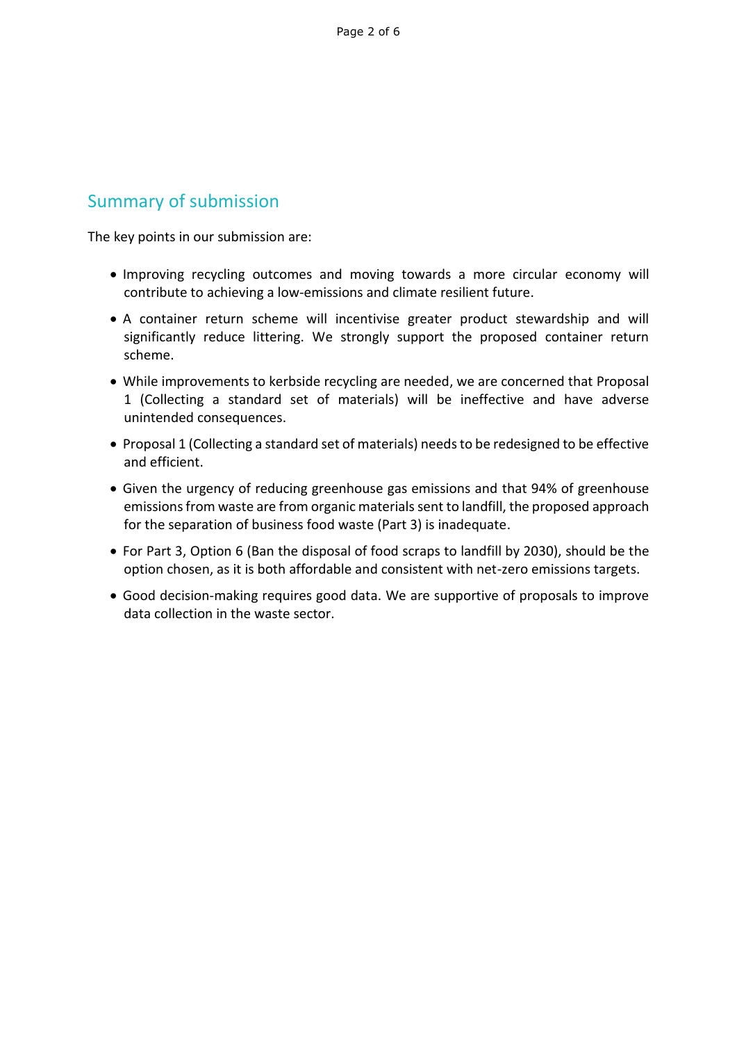## Summary of submission

The key points in our submission are:

- Improving recycling outcomes and moving towards a more circular economy will contribute to achieving a low-emissions and climate resilient future.
- A container return scheme will incentivise greater product stewardship and will significantly reduce littering. We strongly support the proposed container return scheme.
- While improvements to kerbside recycling are needed, we are concerned that Proposal 1 (Collecting a standard set of materials) will be ineffective and have adverse unintended consequences.
- Proposal 1 (Collecting a standard set of materials) needs to be redesigned to be effective and efficient.
- Given the urgency of reducing greenhouse gas emissions and that 94% of greenhouse emissions from waste are from organic materials sent to landfill, the proposed approach for the separation of business food waste (Part 3) is inadequate.
- For Part 3, Option 6 (Ban the disposal of food scraps to landfill by 2030), should be the option chosen, as it is both affordable and consistent with net-zero emissions targets.
- Good decision-making requires good data. We are supportive of proposals to improve data collection in the waste sector.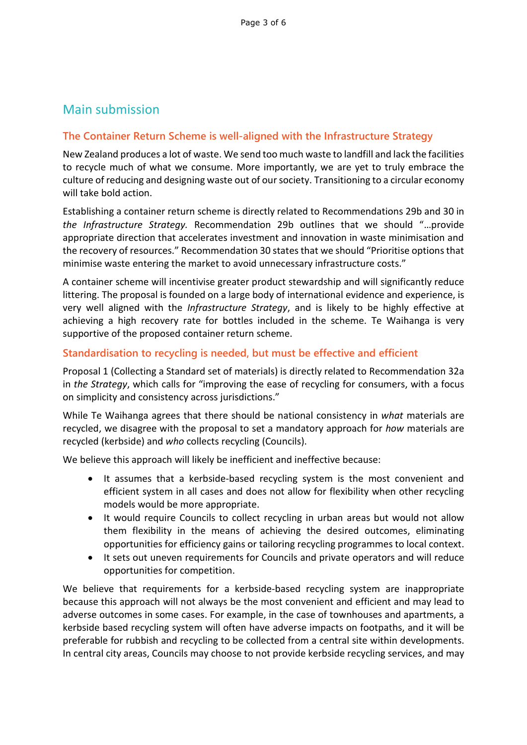# Main submission

## The Container Return Scheme is well-aligned with the Infrastructure Strategy

New Zealand produces a lot of waste. We send too much waste to landfill and lack the facilities to recycle much of what we consume. More importantly, we are yet to truly embrace the culture of reducing and designing waste out of our society. Transitioning to a circular economy will take bold action.

Establishing a container return scheme is directly related to Recommendations 29b and 30 in *the Infrastructure Strategy.* Recommendation 29b outlines that we should "…provide appropriate direction that accelerates investment and innovation in waste minimisation and the recovery of resources." Recommendation 30 states that we should "Prioritise options that minimise waste entering the market to avoid unnecessary infrastructure costs."

A container scheme will incentivise greater product stewardship and will significantly reduce littering. The proposal is founded on a large body of international evidence and experience, is very well aligned with the *Infrastructure Strategy*, and is likely to be highly effective at achieving a high recovery rate for bottles included in the scheme. Te Waihanga is very supportive of the proposed container return scheme.

## Standardisation to recycling is needed, but must be effective and efficient

Proposal 1 (Collecting a Standard set of materials) is directly related to Recommendation 32a in *the Strategy*, which calls for "improving the ease of recycling for consumers, with a focus on simplicity and consistency across jurisdictions."

While Te Waihanga agrees that there should be national consistency in *what* materials are recycled, we disagree with the proposal to set a mandatory approach for *how* materials are recycled (kerbside) and *who* collects recycling (Councils).

We believe this approach will likely be inefficient and ineffective because:

- It assumes that a kerbside-based recycling system is the most convenient and efficient system in all cases and does not allow for flexibility when other recycling models would be more appropriate.
- It would require Councils to collect recycling in urban areas but would not allow them flexibility in the means of achieving the desired outcomes, eliminating opportunities for efficiency gains or tailoring recycling programmes to local context.
- It sets out uneven requirements for Councils and private operators and will reduce opportunities for competition.

We believe that requirements for a kerbside-based recycling system are inappropriate because this approach will not always be the most convenient and efficient and may lead to adverse outcomes in some cases. For example, in the case of townhouses and apartments, a kerbside based recycling system will often have adverse impacts on footpaths, and it will be preferable for rubbish and recycling to be collected from a central site within developments. In central city areas, Councils may choose to not provide kerbside recycling services, and may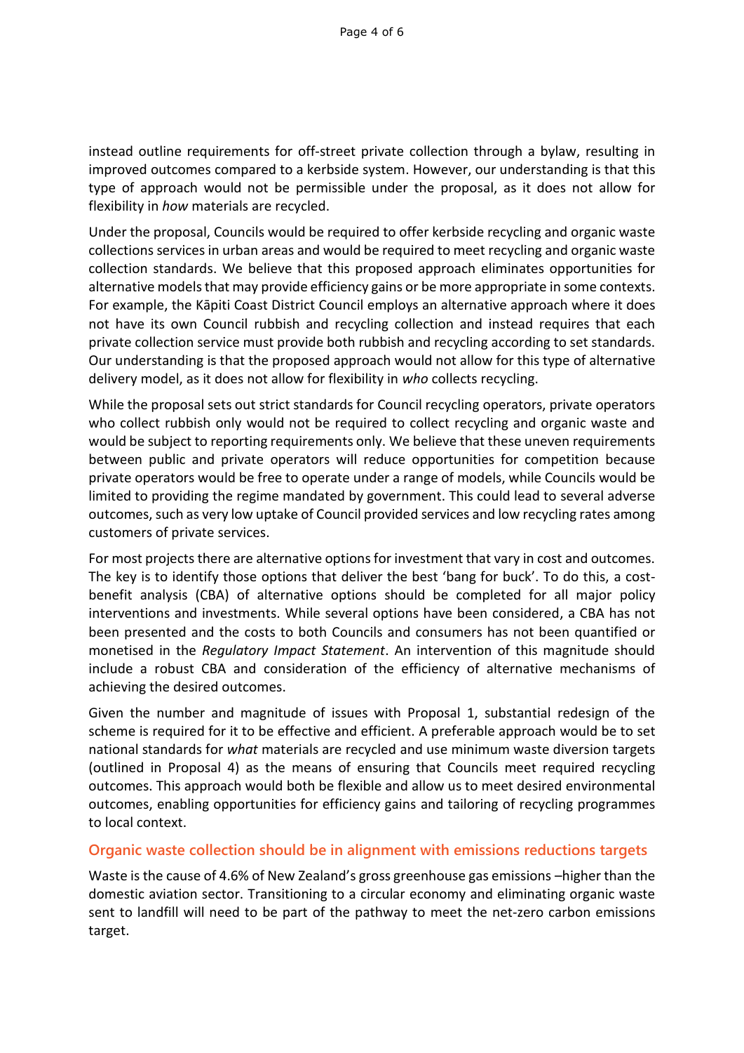instead outline requirements for off-street private collection through a bylaw, resulting in improved outcomes compared to a kerbside system. However, our understanding is that this type of approach would not be permissible under the proposal, as it does not allow for flexibility in *how* materials are recycled.

Under the proposal, Councils would be required to offer kerbside recycling and organic waste collections services in urban areas and would be required to meet recycling and organic waste collection standards. We believe that this proposed approach eliminates opportunities for alternative models that may provide efficiency gains or be more appropriate in some contexts. For example, the Kāpiti Coast District Council employs an alternative approach where it does not have its own Council rubbish and recycling collection and instead requires that each private collection service must provide both rubbish and recycling according to set standards. Our understanding is that the proposed approach would not allow for this type of alternative delivery model, as it does not allow for flexibility in *who* collects recycling.

While the proposal sets out strict standards for Council recycling operators, private operators who collect rubbish only would not be required to collect recycling and organic waste and would be subject to reporting requirements only. We believe that these uneven requirements between public and private operators will reduce opportunities for competition because private operators would be free to operate under a range of models, while Councils would be limited to providing the regime mandated by government. This could lead to several adverse outcomes, such as very low uptake of Council provided services and low recycling rates among customers of private services.

For most projects there are alternative options for investment that vary in cost and outcomes. The key is to identify those options that deliver the best 'bang for buck'. To do this, a cost-benefit analysis (CBA) of alternative options should be completed for all major policy interventions and investments. While several options have been considered, a CBA has not been presented and the costs to both Councils and consumers has not been quantified or monetised in the *Regulatory Impact Statement*. An intervention of this magnitude should include a robust CBA and consideration of the efficiency of alternative mechanisms of achieving the desired outcomes.

Given the number and magnitude of issues with Proposal 1, substantial redesign of the scheme is required for it to be effective and efficient. A preferable approach would be to set national standards for *what* materials are recycled and use minimum waste diversion targets (outlined in Proposal 4) as the means of ensuring that Councils meet required recycling outcomes. This approach would both be flexible and allow us to meet desired environmental outcomes, enabling opportunities for efficiency gains and tailoring of recycling programmes to local context.

## Organic waste collection should be in alignment with emissions reductions targets

Waste is the cause of 4.6% of New Zealand's gross greenhouse gas emissions –higher than the domestic aviation sector. Transitioning to a circular economy and eliminating organic waste sent to landfill will need to be part of the pathway to meet the net-zero carbon emissions target.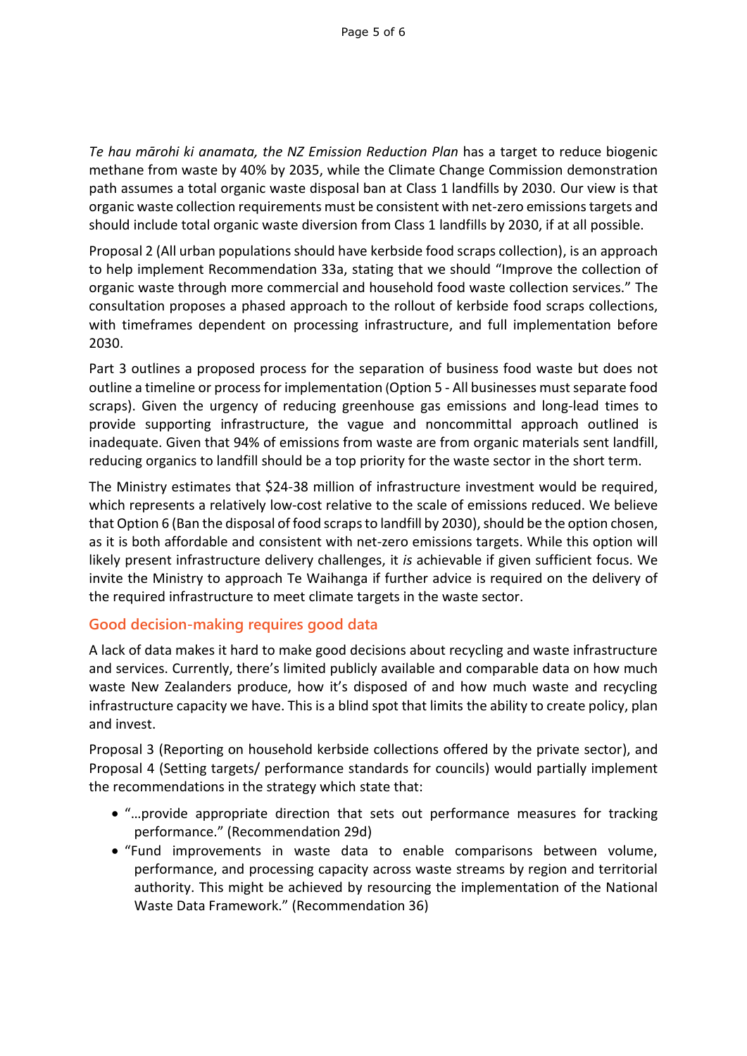*Te hau mārohi ki anamata, the NZ Emission Reduction Plan* has a target to reduce biogenic methane from waste by 40% by 2035, while the Climate Change Commission demonstration path assumes a total organic waste disposal ban at Class 1 landfills by 2030. Our view is that organic waste collection requirements must be consistent with net-zero emissions targets and should include total organic waste diversion from Class 1 landfills by 2030, if at all possible.

Proposal 2 (All urban populations should have kerbside food scraps collection), is an approach to help implement Recommendation 33a, stating that we should "Improve the collection of organic waste through more commercial and household food waste collection services." The consultation proposes a phased approach to the rollout of kerbside food scraps collections, with timeframes dependent on processing infrastructure, and full implementation before 2030.

Part 3 outlines a proposed process for the separation of business food waste but does not outline a timeline or process for implementation (Option 5 - All businesses must separate food scraps). Given the urgency of reducing greenhouse gas emissions and long-lead times to provide supporting infrastructure, the vague and noncommittal approach outlined is inadequate. Given that 94% of emissions from waste are from organic materials sent landfill, reducing organics to landfill should be a top priority for the waste sector in the short term.

The Ministry estimates that $24-38 million of infrastructure investment would be required, which represents a relatively low-cost relative to the scale of emissions reduced. We believe that Option 6 (Ban the disposal of food scraps to landfill by 2030), should be the option chosen, as it is both affordable and consistent with net-zero emissions targets. While this option will likely present infrastructure delivery challenges, it *is* achievable if given sufficient focus. We invite the Ministry to approach Te Waihanga if further advice is required on the delivery of the required infrastructure to meet climate targets in the waste sector.

## Good decision-making requires good data

A lack of data makes it hard to make good decisions about recycling and waste infrastructure and services. Currently, there's limited publicly available and comparable data on how much waste New Zealanders produce, how it's disposed of and how much waste and recycling infrastructure capacity we have. This is a blind spot that limits the ability to create policy, plan and invest.

Proposal 3 (Reporting on household kerbside collections offered by the private sector), and Proposal 4 (Setting targets/ performance standards for councils) would partially implement the recommendations in the strategy which state that:

- "…provide appropriate direction that sets out performance measures for tracking performance." (Recommendation 29d)
- "Fund improvements in waste data to enable comparisons between volume, performance, and processing capacity across waste streams by region and territorial authority. This might be achieved by resourcing the implementation of the National Waste Data Framework." (Recommendation 36)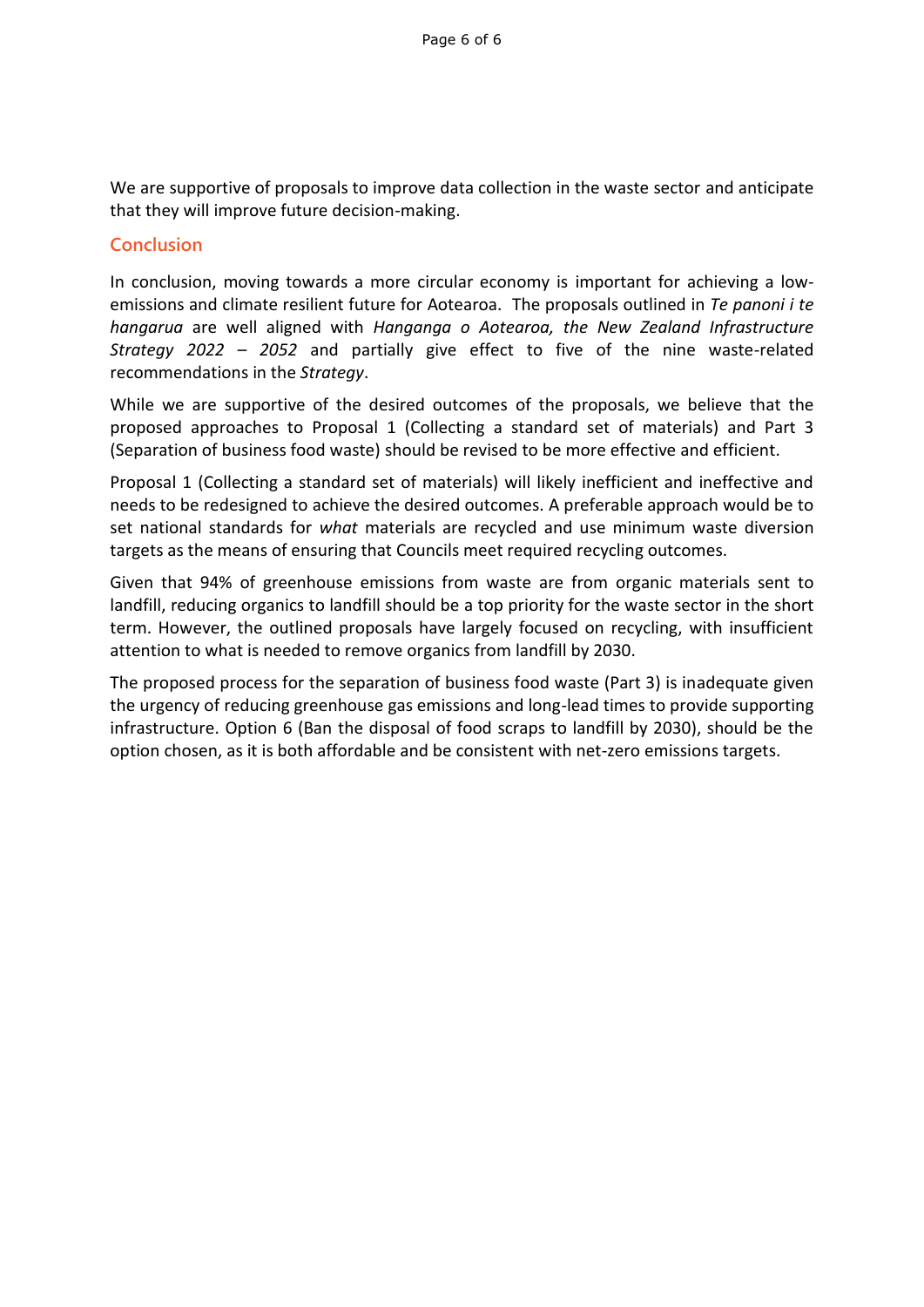We are supportive of proposals to improve data collection in the waste sector and anticipate that they will improve future decision-making.

## Conclusion

In conclusion, moving towards a more circular economy is important for achieving a low-emissions and climate resilient future for Aotearoa. The proposals outlined in *Te panoni i te hangarua* are well aligned with *Hanganga o Aotearoa, the New Zealand Infrastructure Strategy 2022 – 2052* and partially give effect to five of the nine waste-related recommendations in the *Strategy*.

While we are supportive of the desired outcomes of the proposals, we believe that the proposed approaches to Proposal 1 (Collecting a standard set of materials) and Part 3 (Separation of business food waste) should be revised to be more effective and efficient.

Proposal 1 (Collecting a standard set of materials) will likely inefficient and ineffective and needs to be redesigned to achieve the desired outcomes. A preferable approach would be to set national standards for *what* materials are recycled and use minimum waste diversion targets as the means of ensuring that Councils meet required recycling outcomes.

Given that 94% of greenhouse emissions from waste are from organic materials sent to landfill, reducing organics to landfill should be a top priority for the waste sector in the short term. However, the outlined proposals have largely focused on recycling, with insufficient attention to what is needed to remove organics from landfill by 2030.

The proposed process for the separation of business food waste (Part 3) is inadequate given the urgency of reducing greenhouse gas emissions and long-lead times to provide supporting infrastructure. Option 6 (Ban the disposal of food scraps to landfill by 2030), should be the option chosen, as it is both affordable and be consistent with net-zero emissions targets.